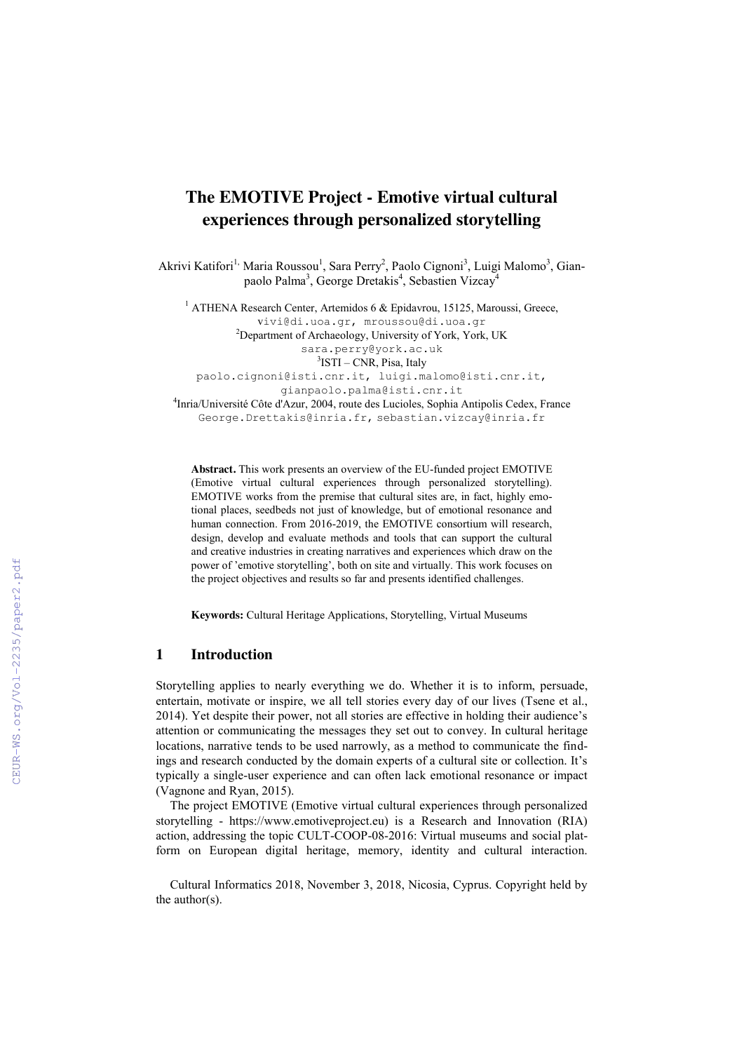# The EMOTIVE Project - Emotive virtual cultural experiences through personalized storytelling

Akrivi Katifori[1,] Maria Roussou[1], Sara Perry[2], Paolo Cignoni[3], Luigi Malomo[3], Gianpaolo Palma[3], George Dretakis[4], Sebastien Vizcay[4]

[1] ATHENA Research Center, Artemidos 6 & Epidavrou, 15125, Maroussi, Greece,
vivi@di.uoa.gr, mroussou@di.uoa.gr

[2]Department of Archaeology, University of York, York, UK
sara.perry@york.ac.uk

[3]ISTI – CNR, Pisa, Italy
paolo.cignoni@isti.cnr.it, luigi.malomo@isti.cnr.it,
gianpaolo.palma@isti.cnr.it

[4]Inria/Université Côte d'Azur, 2004, route des Lucioles, Sophia Antipolis Cedex, France
George.Drettakis@inria.fr, sebastian.vizcay@inria.fr

**Abstract.** This work presents an overview of the EU-funded project EMOTIVE (Emotive virtual cultural experiences through personalized storytelling). EMOTIVE works from the premise that cultural sites are, in fact, highly emotional places, seedbeds not just of knowledge, but of emotional resonance and human connection. From 2016-2019, the EMOTIVE consortium will research, design, develop and evaluate methods and tools that can support the cultural and creative industries in creating narratives and experiences which draw on the power of 'emotive storytelling', both on site and virtually. This work focuses on the project objectives and results so far and presents identified challenges.

**Keywords:** Cultural Heritage Applications, Storytelling, Virtual Museums

## 1 Introduction

Storytelling applies to nearly everything we do. Whether it is to inform, persuade, entertain, motivate or inspire, we all tell stories every day of our lives (Tsene et al., 2014). Yet despite their power, not all stories are effective in holding their audience's attention or communicating the messages they set out to convey. In cultural heritage locations, narrative tends to be used narrowly, as a method to communicate the findings and research conducted by the domain experts of a cultural site or collection. It's typically a single-user experience and can often lack emotional resonance or impact (Vagnone and Ryan, 2015).

The project EMOTIVE (Emotive virtual cultural experiences through personalized storytelling - https://www.emotiveproject.eu) is a Research and Innovation (RIA) action, addressing the topic CULT-COOP-08-2016: Virtual museums and social platform on European digital heritage, memory, identity and cultural interaction.

Cultural Informatics 2018, November 3, 2018, Nicosia, Cyprus. Copyright held by the author(s).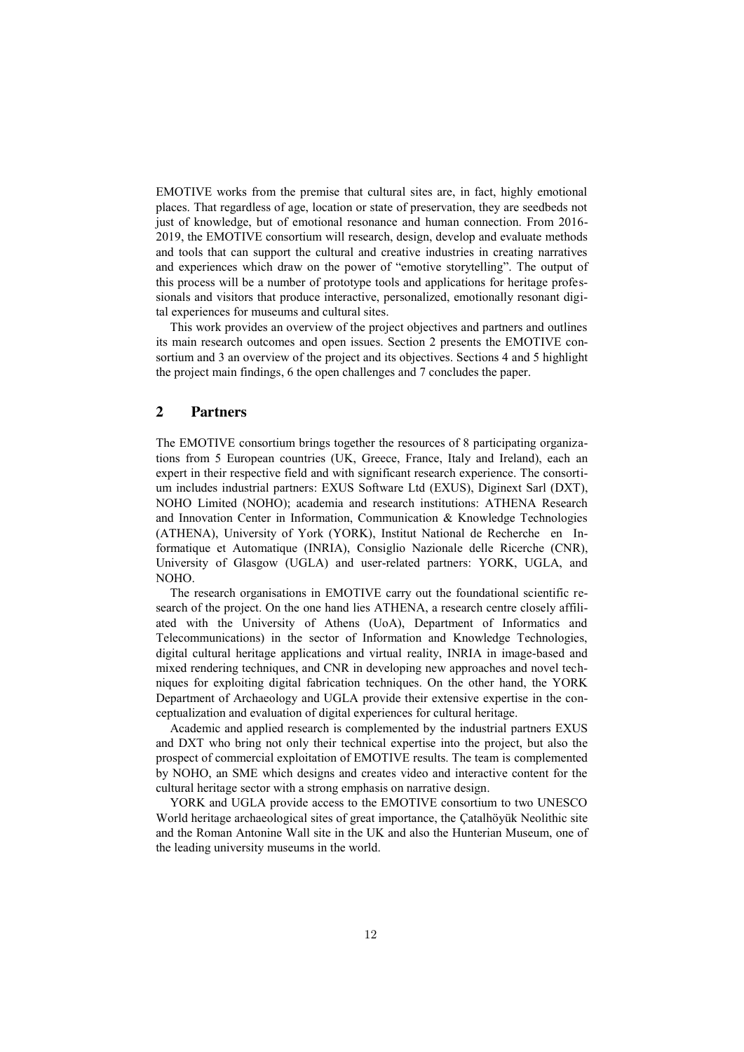EMOTIVE works from the premise that cultural sites are, in fact, highly emotional places. That regardless of age, location or state of preservation, they are seedbeds not just of knowledge, but of emotional resonance and human connection. From 2016-2019, the EMOTIVE consortium will research, design, develop and evaluate methods and tools that can support the cultural and creative industries in creating narratives and experiences which draw on the power of "emotive storytelling". The output of this process will be a number of prototype tools and applications for heritage professionals and visitors that produce interactive, personalized, emotionally resonant digital experiences for museums and cultural sites.

This work provides an overview of the project objectives and partners and outlines its main research outcomes and open issues. Section 2 presents the EMOTIVE consortium and 3 an overview of the project and its objectives. Sections 4 and 5 highlight the project main findings, 6 the open challenges and 7 concludes the paper.

## 2 Partners

The EMOTIVE consortium brings together the resources of 8 participating organizations from 5 European countries (UK, Greece, France, Italy and Ireland), each an expert in their respective field and with significant research experience. The consortium includes industrial partners: EXUS Software Ltd (EXUS), Diginext Sarl (DXT), NOHO Limited (NOHO); academia and research institutions: ATHENA Research and Innovation Center in Information, Communication & Knowledge Technologies (ATHENA), University of York (YORK), Institut National de Recherche en Informatique et Automatique (INRIA), Consiglio Nazionale delle Ricerche (CNR), University of Glasgow (UGLA) and user-related partners: YORK, UGLA, and NOHO.

The research organisations in EMOTIVE carry out the foundational scientific research of the project. On the one hand lies ATHENA, a research centre closely affiliated with the University of Athens (UoA), Department of Informatics and Telecommunications) in the sector of Information and Knowledge Technologies, digital cultural heritage applications and virtual reality, INRIA in image-based and mixed rendering techniques, and CNR in developing new approaches and novel techniques for exploiting digital fabrication techniques. On the other hand, the YORK Department of Archaeology and UGLA provide their extensive expertise in the conceptualization and evaluation of digital experiences for cultural heritage.

Academic and applied research is complemented by the industrial partners EXUS and DXT who bring not only their technical expertise into the project, but also the prospect of commercial exploitation of EMOTIVE results. The team is complemented by NOHO, an SME which designs and creates video and interactive content for the cultural heritage sector with a strong emphasis on narrative design.

YORK and UGLA provide access to the EMOTIVE consortium to two UNESCO World heritage archaeological sites of great importance, the Çatalhöyük Neolithic site and the Roman Antonine Wall site in the UK and also the Hunterian Museum, one of the leading university museums in the world.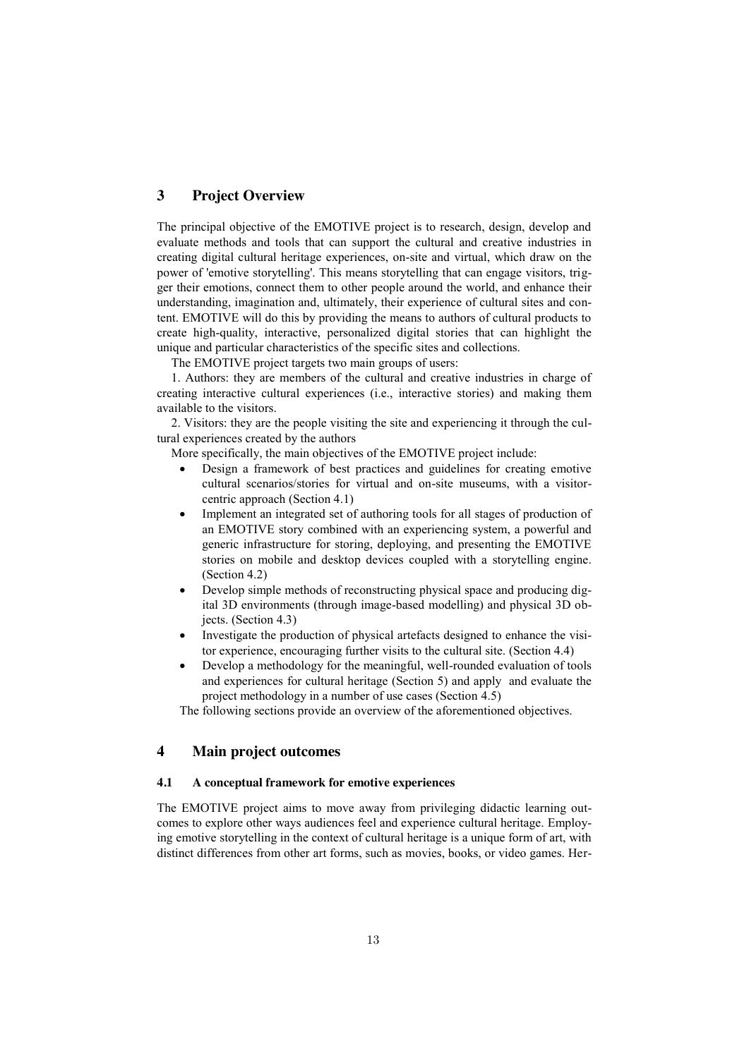## 3 Project Overview

The principal objective of the EMOTIVE project is to research, design, develop and evaluate methods and tools that can support the cultural and creative industries in creating digital cultural heritage experiences, on-site and virtual, which draw on the power of 'emotive storytelling'. This means storytelling that can engage visitors, trigger their emotions, connect them to other people around the world, and enhance their understanding, imagination and, ultimately, their experience of cultural sites and content. EMOTIVE will do this by providing the means to authors of cultural products to create high-quality, interactive, personalized digital stories that can highlight the unique and particular characteristics of the specific sites and collections.

The EMOTIVE project targets two main groups of users:

1. Authors: they are members of the cultural and creative industries in charge of creating interactive cultural experiences (i.e., interactive stories) and making them available to the visitors.

2. Visitors: they are the people visiting the site and experiencing it through the cultural experiences created by the authors

More specifically, the main objectives of the EMOTIVE project include:

- Design a framework of best practices and guidelines for creating emotive cultural scenarios/stories for virtual and on-site museums, with a visitor-centric approach (Section 4.1)
- Implement an integrated set of authoring tools for all stages of production of an EMOTIVE story combined with an experiencing system, a powerful and generic infrastructure for storing, deploying, and presenting the EMOTIVE stories on mobile and desktop devices coupled with a storytelling engine. (Section 4.2)
- Develop simple methods of reconstructing physical space and producing digital 3D environments (through image-based modelling) and physical 3D objects. (Section 4.3)
- Investigate the production of physical artefacts designed to enhance the visitor experience, encouraging further visits to the cultural site. (Section 4.4)
- Develop a methodology for the meaningful, well-rounded evaluation of tools and experiences for cultural heritage (Section 5) and apply and evaluate the project methodology in a number of use cases (Section 4.5)

The following sections provide an overview of the aforementioned objectives.

## 4 Main project outcomes

### 4.1 A conceptual framework for emotive experiences

The EMOTIVE project aims to move away from privileging didactic learning outcomes to explore other ways audiences feel and experience cultural heritage. Employing emotive storytelling in the context of cultural heritage is a unique form of art, with distinct differences from other art forms, such as movies, books, or video games. Her-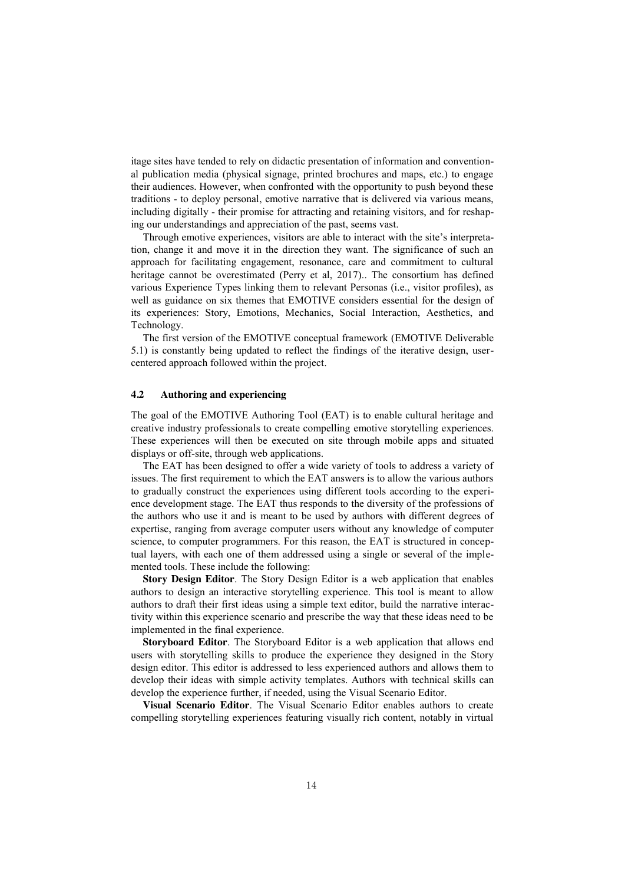itage sites have tended to rely on didactic presentation of information and conventional publication media (physical signage, printed brochures and maps, etc.) to engage their audiences. However, when confronted with the opportunity to push beyond these traditions - to deploy personal, emotive narrative that is delivered via various means, including digitally - their promise for attracting and retaining visitors, and for reshaping our understandings and appreciation of the past, seems vast.

Through emotive experiences, visitors are able to interact with the site's interpretation, change it and move it in the direction they want. The significance of such an approach for facilitating engagement, resonance, care and commitment to cultural heritage cannot be overestimated (Perry et al, 2017).. The consortium has defined various Experience Types linking them to relevant Personas (i.e., visitor profiles), as well as guidance on six themes that EMOTIVE considers essential for the design of its experiences: Story, Emotions, Mechanics, Social Interaction, Aesthetics, and Technology.

The first version of the EMOTIVE conceptual framework (EMOTIVE Deliverable 5.1) is constantly being updated to reflect the findings of the iterative design, user-centered approach followed within the project.

### 4.2 Authoring and experiencing

The goal of the EMOTIVE Authoring Tool (EAT) is to enable cultural heritage and creative industry professionals to create compelling emotive storytelling experiences. These experiences will then be executed on site through mobile apps and situated displays or off-site, through web applications.

The EAT has been designed to offer a wide variety of tools to address a variety of issues. The first requirement to which the EAT answers is to allow the various authors to gradually construct the experiences using different tools according to the experience development stage. The EAT thus responds to the diversity of the professions of the authors who use it and is meant to be used by authors with different degrees of expertise, ranging from average computer users without any knowledge of computer science, to computer programmers. For this reason, the EAT is structured in conceptual layers, with each one of them addressed using a single or several of the implemented tools. These include the following:

**Story Design Editor**. The Story Design Editor is a web application that enables authors to design an interactive storytelling experience. This tool is meant to allow authors to draft their first ideas using a simple text editor, build the narrative interactivity within this experience scenario and prescribe the way that these ideas need to be implemented in the final experience.

**Storyboard Editor**. The Storyboard Editor is a web application that allows end users with storytelling skills to produce the experience they designed in the Story design editor. This editor is addressed to less experienced authors and allows them to develop their ideas with simple activity templates. Authors with technical skills can develop the experience further, if needed, using the Visual Scenario Editor.

**Visual Scenario Editor**. The Visual Scenario Editor enables authors to create compelling storytelling experiences featuring visually rich content, notably in virtual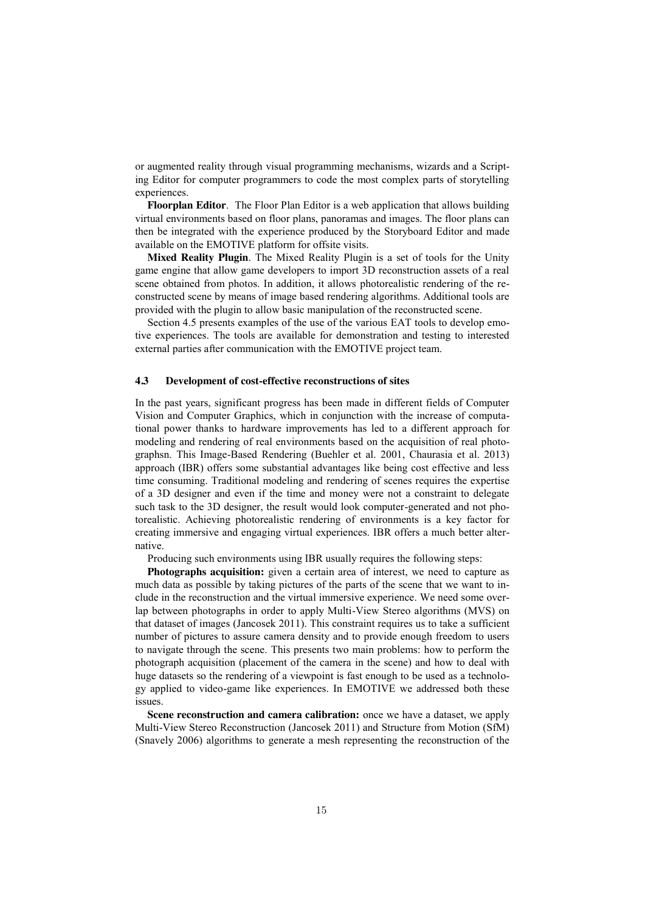or augmented reality through visual programming mechanisms, wizards and a Scripting Editor for computer programmers to code the most complex parts of storytelling experiences.

**Floorplan Editor**. The Floor Plan Editor is a web application that allows building virtual environments based on floor plans, panoramas and images. The floor plans can then be integrated with the experience produced by the Storyboard Editor and made available on the EMOTIVE platform for offsite visits.

**Mixed Reality Plugin**. The Mixed Reality Plugin is a set of tools for the Unity game engine that allow game developers to import 3D reconstruction assets of a real scene obtained from photos. In addition, it allows photorealistic rendering of the reconstructed scene by means of image based rendering algorithms. Additional tools are provided with the plugin to allow basic manipulation of the reconstructed scene.

Section 4.5 presents examples of the use of the various EAT tools to develop emotive experiences. The tools are available for demonstration and testing to interested external parties after communication with the EMOTIVE project team.

### 4.3 Development of cost-effective reconstructions of sites

In the past years, significant progress has been made in different fields of Computer Vision and Computer Graphics, which in conjunction with the increase of computational power thanks to hardware improvements has led to a different approach for modeling and rendering of real environments based on the acquisition of real photographsn. This Image-Based Rendering (Buehler et al. 2001, Chaurasia et al. 2013) approach (IBR) offers some substantial advantages like being cost effective and less time consuming. Traditional modeling and rendering of scenes requires the expertise of a 3D designer and even if the time and money were not a constraint to delegate such task to the 3D designer, the result would look computer-generated and not photorealistic. Achieving photorealistic rendering of environments is a key factor for creating immersive and engaging virtual experiences. IBR offers a much better alternative.

Producing such environments using IBR usually requires the following steps:

**Photographs acquisition:** given a certain area of interest, we need to capture as much data as possible by taking pictures of the parts of the scene that we want to include in the reconstruction and the virtual immersive experience. We need some overlap between photographs in order to apply Multi-View Stereo algorithms (MVS) on that dataset of images (Jancosek 2011). This constraint requires us to take a sufficient number of pictures to assure camera density and to provide enough freedom to users to navigate through the scene. This presents two main problems: how to perform the photograph acquisition (placement of the camera in the scene) and how to deal with huge datasets so the rendering of a viewpoint is fast enough to be used as a technology applied to video-game like experiences. In EMOTIVE we addressed both these issues.

**Scene reconstruction and camera calibration:** once we have a dataset, we apply Multi-View Stereo Reconstruction (Jancosek 2011) and Structure from Motion (SfM) (Snavely 2006) algorithms to generate a mesh representing the reconstruction of the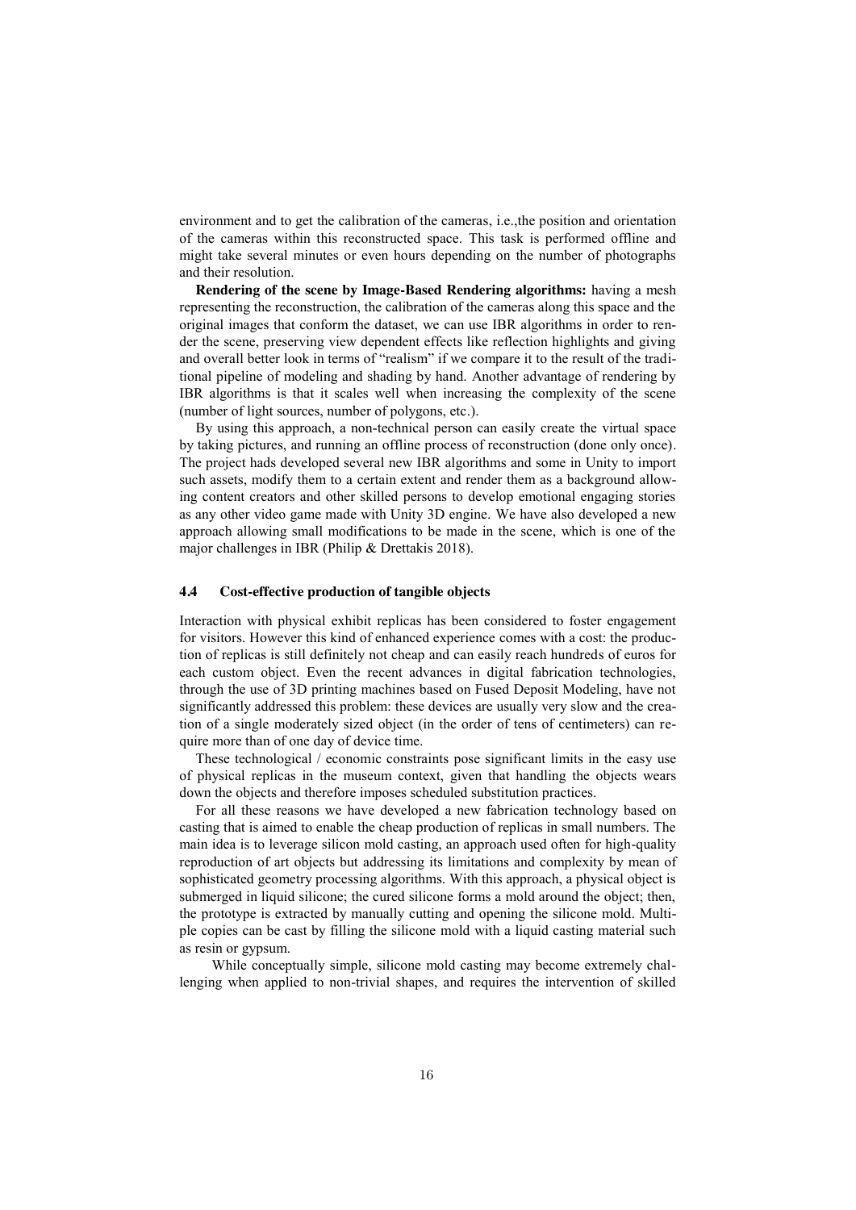environment and to get the calibration of the cameras, i.e.,the position and orientation of the cameras within this reconstructed space. This task is performed offline and might take several minutes or even hours depending on the number of photographs and their resolution.

**Rendering of the scene by Image-Based Rendering algorithms:** having a mesh representing the reconstruction, the calibration of the cameras along this space and the original images that conform the dataset, we can use IBR algorithms in order to render the scene, preserving view dependent effects like reflection highlights and giving and overall better look in terms of "realism" if we compare it to the result of the traditional pipeline of modeling and shading by hand. Another advantage of rendering by IBR algorithms is that it scales well when increasing the complexity of the scene (number of light sources, number of polygons, etc.).

By using this approach, a non-technical person can easily create the virtual space by taking pictures, and running an offline process of reconstruction (done only once). The project hads developed several new IBR algorithms and some in Unity to import such assets, modify them to a certain extent and render them as a background allowing content creators and other skilled persons to develop emotional engaging stories as any other video game made with Unity 3D engine. We have also developed a new approach allowing small modifications to be made in the scene, which is one of the major challenges in IBR (Philip & Drettakis 2018).

### 4.4 Cost-effective production of tangible objects

Interaction with physical exhibit replicas has been considered to foster engagement for visitors. However this kind of enhanced experience comes with a cost: the production of replicas is still definitely not cheap and can easily reach hundreds of euros for each custom object. Even the recent advances in digital fabrication technologies, through the use of 3D printing machines based on Fused Deposit Modeling, have not significantly addressed this problem: these devices are usually very slow and the creation of a single moderately sized object (in the order of tens of centimeters) can require more than of one day of device time.

These technological / economic constraints pose significant limits in the easy use of physical replicas in the museum context, given that handling the objects wears down the objects and therefore imposes scheduled substitution practices.

For all these reasons we have developed a new fabrication technology based on casting that is aimed to enable the cheap production of replicas in small numbers. The main idea is to leverage silicon mold casting, an approach used often for high-quality reproduction of art objects but addressing its limitations and complexity by mean of sophisticated geometry processing algorithms. With this approach, a physical object is submerged in liquid silicone; the cured silicone forms a mold around the object; then, the prototype is extracted by manually cutting and opening the silicone mold. Multiple copies can be cast by filling the silicone mold with a liquid casting material such as resin or gypsum.

While conceptually simple, silicone mold casting may become extremely challenging when applied to non-trivial shapes, and requires the intervention of skilled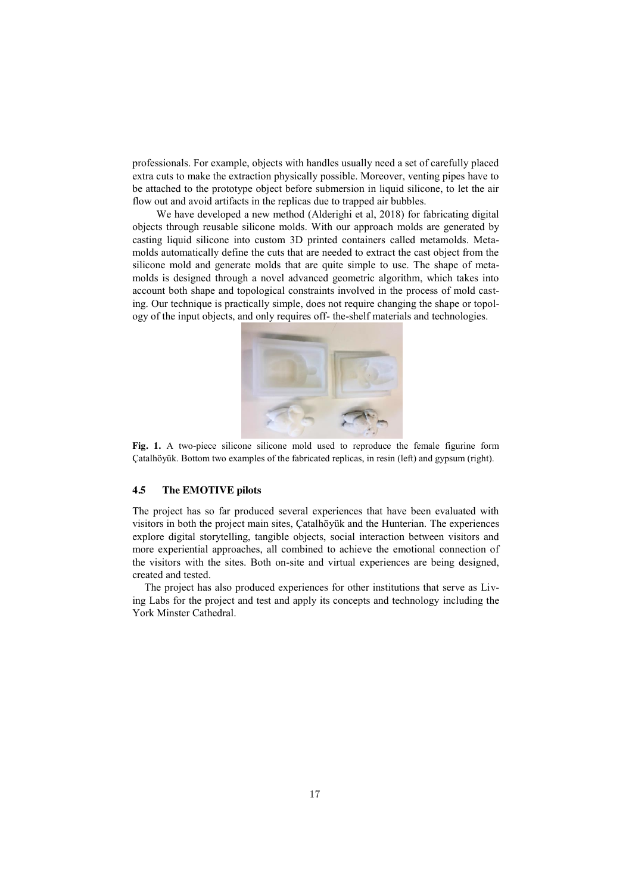professionals. For example, objects with handles usually need a set of carefully placed extra cuts to make the extraction physically possible. Moreover, venting pipes have to be attached to the prototype object before submersion in liquid silicone, to let the air flow out and avoid artifacts in the replicas due to trapped air bubbles.

We have developed a new method (Alderighi et al, 2018) for fabricating digital objects through reusable silicone molds. With our approach molds are generated by casting liquid silicone into custom 3D printed containers called metamolds. Metamolds automatically define the cuts that are needed to extract the cast object from the silicone mold and generate molds that are quite simple to use. The shape of metamolds is designed through a novel advanced geometric algorithm, which takes into account both shape and topological constraints involved in the process of mold casting. Our technique is practically simple, does not require changing the shape or topology of the input objects, and only requires off- the-shelf materials and technologies.

**Fig. 1.** A two-piece silicone silicone mold used to reproduce the female figurine form Çatalhöyük. Bottom two examples of the fabricated replicas, in resin (left) and gypsum (right).

### 4.5 The EMOTIVE pilots

The project has so far produced several experiences that have been evaluated with visitors in both the project main sites, Çatalhöyük and the Hunterian. The experiences explore digital storytelling, tangible objects, social interaction between visitors and more experiential approaches, all combined to achieve the emotional connection of the visitors with the sites. Both on-site and virtual experiences are being designed, created and tested.

The project has also produced experiences for other institutions that serve as Living Labs for the project and test and apply its concepts and technology including the York Minster Cathedral.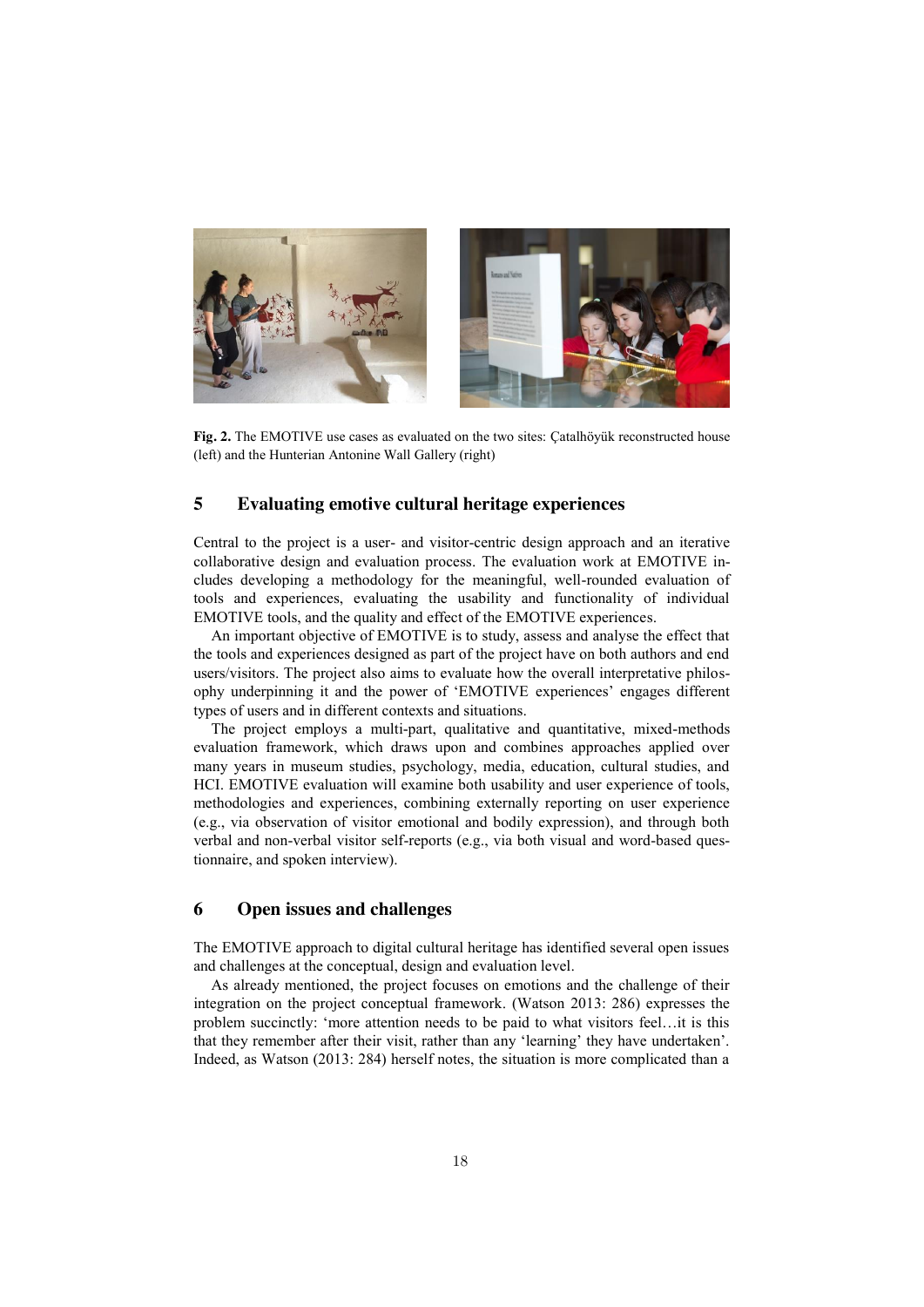**Fig. 2.** The EMOTIVE use cases as evaluated on the two sites: Çatalhöyük reconstructed house (left) and the Hunterian Antonine Wall Gallery (right)

## 5 Evaluating emotive cultural heritage experiences

Central to the project is a user- and visitor-centric design approach and an iterative collaborative design and evaluation process. The evaluation work at EMOTIVE includes developing a methodology for the meaningful, well-rounded evaluation of tools and experiences, evaluating the usability and functionality of individual EMOTIVE tools, and the quality and effect of the EMOTIVE experiences.

An important objective of EMOTIVE is to study, assess and analyse the effect that the tools and experiences designed as part of the project have on both authors and end users/visitors. The project also aims to evaluate how the overall interpretative philosophy underpinning it and the power of 'EMOTIVE experiences' engages different types of users and in different contexts and situations.

The project employs a multi-part, qualitative and quantitative, mixed-methods evaluation framework, which draws upon and combines approaches applied over many years in museum studies, psychology, media, education, cultural studies, and HCI. EMOTIVE evaluation will examine both usability and user experience of tools, methodologies and experiences, combining externally reporting on user experience (e.g., via observation of visitor emotional and bodily expression), and through both verbal and non-verbal visitor self-reports (e.g., via both visual and word-based questionnaire, and spoken interview).

## 6 Open issues and challenges

The EMOTIVE approach to digital cultural heritage has identified several open issues and challenges at the conceptual, design and evaluation level.

As already mentioned, the project focuses on emotions and the challenge of their integration on the project conceptual framework. (Watson 2013: 286) expresses the problem succinctly: 'more attention needs to be paid to what visitors feel…it is this that they remember after their visit, rather than any 'learning' they have undertaken'. Indeed, as Watson (2013: 284) herself notes, the situation is more complicated than a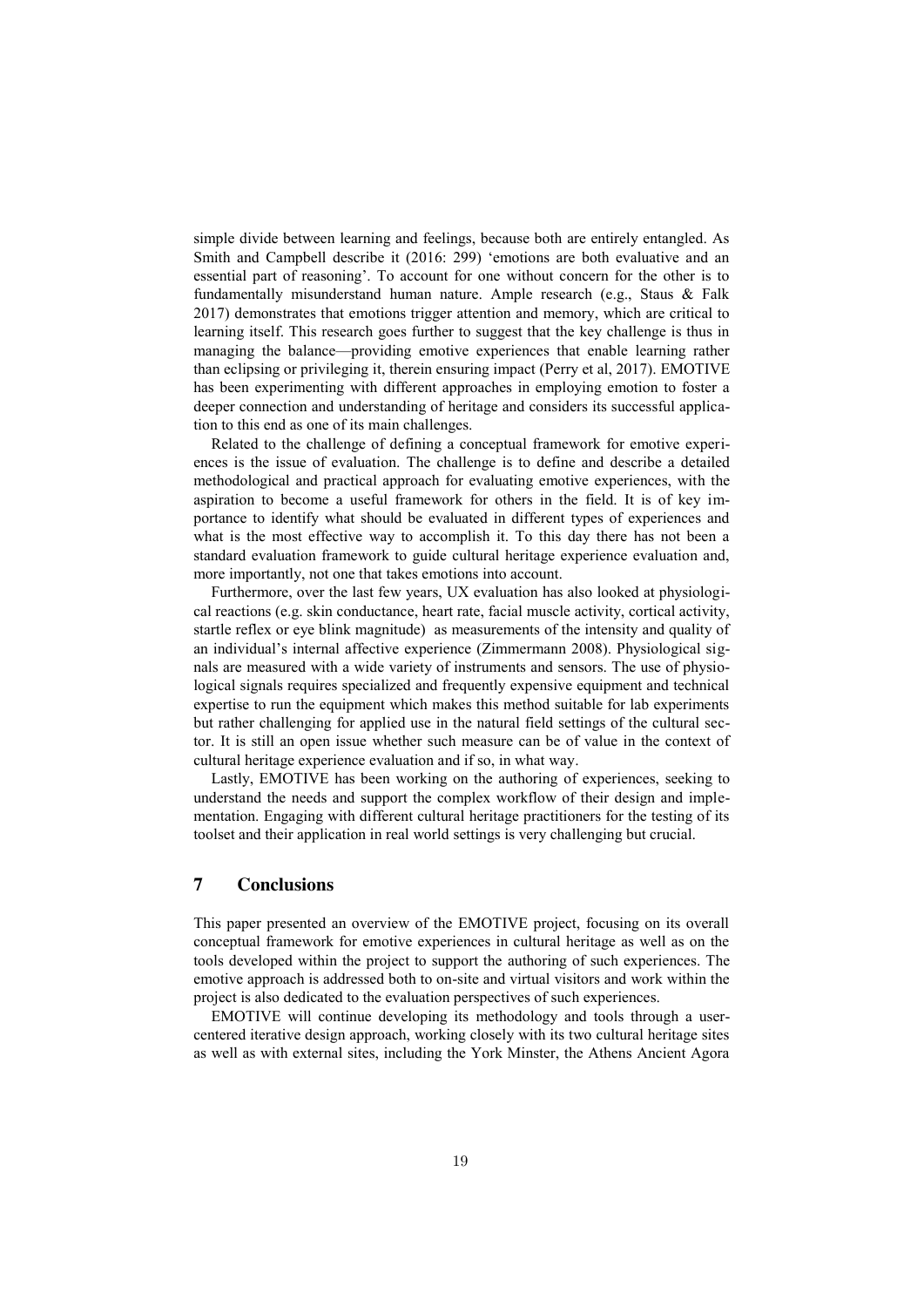simple divide between learning and feelings, because both are entirely entangled. As Smith and Campbell describe it (2016: 299) 'emotions are both evaluative and an essential part of reasoning'. To account for one without concern for the other is to fundamentally misunderstand human nature. Ample research (e.g., Staus & Falk 2017) demonstrates that emotions trigger attention and memory, which are critical to learning itself. This research goes further to suggest that the key challenge is thus in managing the balance—providing emotive experiences that enable learning rather than eclipsing or privileging it, therein ensuring impact (Perry et al, 2017). EMOTIVE has been experimenting with different approaches in employing emotion to foster a deeper connection and understanding of heritage and considers its successful application to this end as one of its main challenges.

Related to the challenge of defining a conceptual framework for emotive experiences is the issue of evaluation. The challenge is to define and describe a detailed methodological and practical approach for evaluating emotive experiences, with the aspiration to become a useful framework for others in the field. It is of key importance to identify what should be evaluated in different types of experiences and what is the most effective way to accomplish it. To this day there has not been a standard evaluation framework to guide cultural heritage experience evaluation and, more importantly, not one that takes emotions into account.

Furthermore, over the last few years, UX evaluation has also looked at physiological reactions (e.g. skin conductance, heart rate, facial muscle activity, cortical activity, startle reflex or eye blink magnitude) as measurements of the intensity and quality of an individual's internal affective experience (Zimmermann 2008). Physiological signals are measured with a wide variety of instruments and sensors. The use of physiological signals requires specialized and frequently expensive equipment and technical expertise to run the equipment which makes this method suitable for lab experiments but rather challenging for applied use in the natural field settings of the cultural sector. It is still an open issue whether such measure can be of value in the context of cultural heritage experience evaluation and if so, in what way.

Lastly, EMOTIVE has been working on the authoring of experiences, seeking to understand the needs and support the complex workflow of their design and implementation. Engaging with different cultural heritage practitioners for the testing of its toolset and their application in real world settings is very challenging but crucial.

## 7 Conclusions

This paper presented an overview of the EMOTIVE project, focusing on its overall conceptual framework for emotive experiences in cultural heritage as well as on the tools developed within the project to support the authoring of such experiences. The emotive approach is addressed both to on-site and virtual visitors and work within the project is also dedicated to the evaluation perspectives of such experiences.

EMOTIVE will continue developing its methodology and tools through a user-centered iterative design approach, working closely with its two cultural heritage sites as well as with external sites, including the York Minster, the Athens Ancient Agora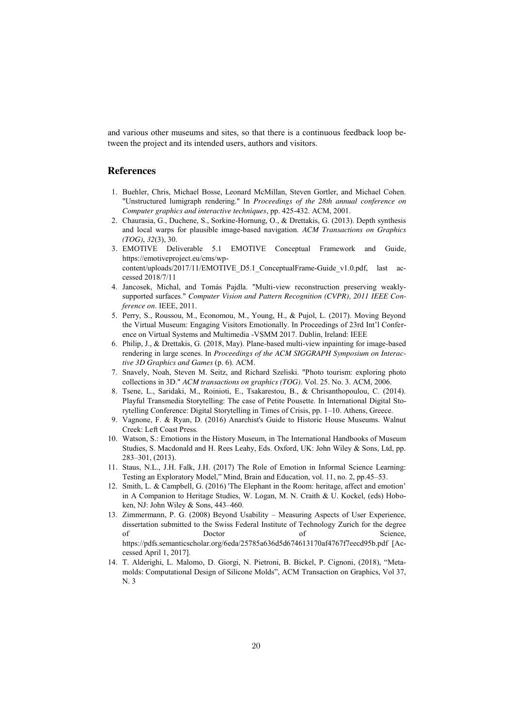and various other museums and sites, so that there is a continuous feedback loop between the project and its intended users, authors and visitors.

## References

1. Buehler, Chris, Michael Bosse, Leonard McMillan, Steven Gortler, and Michael Cohen. "Unstructured lumigraph rendering." In *Proceedings of the 28th annual conference on Computer graphics and interactive techniques*, pp. 425-432. ACM, 2001.
2. Chaurasia, G., Duchene, S., Sorkine-Hornung, O., & Drettakis, G. (2013). Depth synthesis and local warps for plausible image-based navigation. *ACM Transactions on Graphics (TOG)*, *32*(3), 30.
3. EMOTIVE Deliverable 5.1 EMOTIVE Conceptual Framework and Guide, https://emotiveproject.eu/cms/wp-content/uploads/2017/11/EMOTIVE_D5.1_ConceptualFrame-Guide_v1.0.pdf, last accessed 2018/7/11
4. Jancosek, Michal, and Tomás Pajdla. "Multi-view reconstruction preserving weakly-supported surfaces." *Computer Vision and Pattern Recognition (CVPR), 2011 IEEE Conference on*. IEEE, 2011.
5. Perry, S., Roussou, M., Economou, M., Young, H., & Pujol, L. (2017). Moving Beyond the Virtual Museum: Engaging Visitors Emotionally. In Proceedings of 23rd Int'l Conference on Virtual Systems and Multimedia -VSMM 2017. Dublin, Ireland: IEEE
6. Philip, J., & Drettakis, G. (2018, May). Plane-based multi-view inpainting for image-based rendering in large scenes. In *Proceedings of the ACM SIGGRAPH Symposium on Interactive 3D Graphics and Games* (p. 6). ACM.
7. Snavely, Noah, Steven M. Seitz, and Richard Szeliski. "Photo tourism: exploring photo collections in 3D." *ACM transactions on graphics (TOG)*. Vol. 25. No. 3. ACM, 2006.
8. Tsene, L., Saridaki, M., Roinioti, E., Tsakarestou, B., & Chrisanthopoulou, C. (2014). Playful Transmedia Storytelling: The case of Petite Pousette. In International Digital Storytelling Conference: Digital Storytelling in Times of Crisis, pp. 1–10. Athens, Greece.
9. Vagnone, F. & Ryan, D. (2016) Anarchist's Guide to Historic House Museums. Walnut Creek: Left Coast Press.
10. Watson, S.: Emotions in the History Museum, in The International Handbooks of Museum Studies, S. Macdonald and H. Rees Leahy, Eds. Oxford, UK: John Wiley & Sons, Ltd, pp. 283–301, (2013).
11. Staus, N.L., J.H. Falk, J.H. (2017) The Role of Emotion in Informal Science Learning: Testing an Exploratory Model," Mind, Brain and Education, vol. 11, no. 2, pp.45–53.
12. Smith, L. & Campbell, G. (2016) 'The Elephant in the Room: heritage, affect and emotion' in A Companion to Heritage Studies, W. Logan, M. N. Craith & U. Kockel, (eds) Hoboken, NJ: John Wiley & Sons, 443–460.
13. Zimmermann, P. G. (2008) Beyond Usability – Measuring Aspects of User Experience, dissertation submitted to the Swiss Federal Institute of Technology Zurich for the degree of Doctor of Science, https://pdfs.semanticscholar.org/6eda/25785a636d5d674613170af4767f7eecd95b.pdf [Accessed April 1, 2017].
14. T. Alderighi, L. Malomo, D. Giorgi, N. Pietroni, B. Bickel, P. Cignoni, (2018), "Metamolds: Computational Design of Silicone Molds", ACM Transaction on Graphics, Vol 37, N. 3